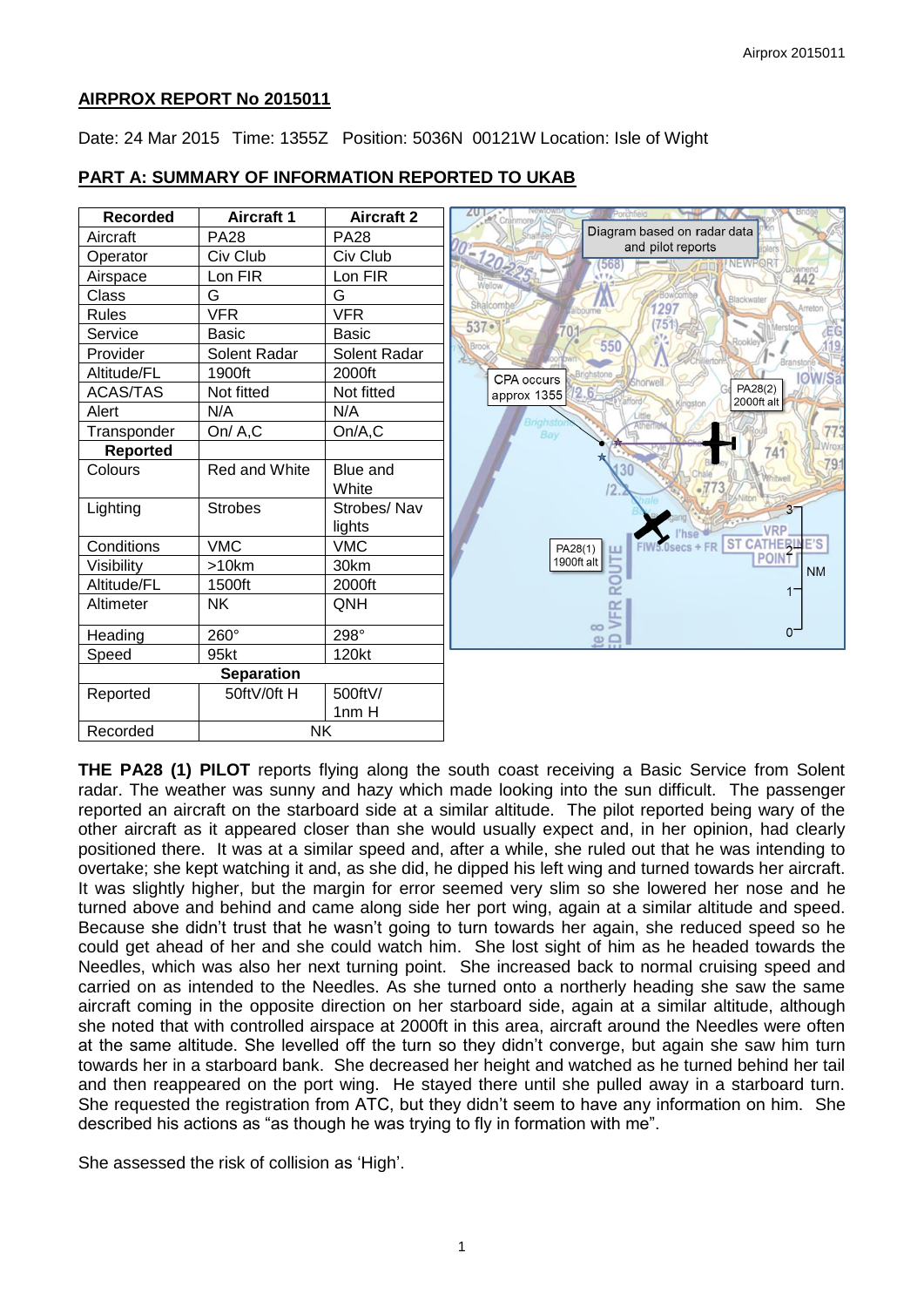## AIRPROX REPORT No 2015011

Date: 24 Mar 2015 Time: 1355Z Position: 5036N 00121W Location: Isle of Wight

## PART A: SUMMARY OF INFORMATION REPORTED TO UKAB

| Recorded | Aircraft 1 | Aircraft 2 |
|---|---|---|
| Aircraft | PA28 | PA28 |
| Operator | Civ Club | Civ Club |
| Airspace | Lon FIR | Lon FIR |
| Class | G | G |
| Rules | VFR | VFR |
| Service | Basic | Basic |
| Provider | Solent Radar | Solent Radar |
| Altitude/FL | 1900ft | 2000ft |
| ACAS/TAS | Not fitted | Not fitted |
| Alert | N/A | N/A |
| Transponder | On/ A,C | On/A,C |
| **Reported** | | |
| Colours | Red and White | Blue and White |
| Lighting | Strobes | Strobes/ Nav lights |
| Conditions | VMC | VMC |
| Visibility | >10km | 30km |
| Altitude/FL | 1500ft | 2000ft |
| Altimeter | NK | QNH |
| Heading | 260° | 298° |
| Speed | 95kt | 120kt |
| **Separation** | | |
| Reported | 50ftV/0ft H | 500ftV/ 1nm H |
| Recorded | NK | |

Diagram based on radar data and pilot reports

CPA occurs approx 1355

PA28(2) 2000ft alt

PA28(1) 1900ft alt

**THE PA28 (1) PILOT** reports flying along the south coast receiving a Basic Service from Solent radar. The weather was sunny and hazy which made looking into the sun difficult. The passenger reported an aircraft on the starboard side at a similar altitude. The pilot reported being wary of the other aircraft as it appeared closer than she would usually expect and, in her opinion, had clearly positioned there. It was at a similar speed and, after a while, she ruled out that he was intending to overtake; she kept watching it and, as she did, he dipped his left wing and turned towards her aircraft. It was slightly higher, but the margin for error seemed very slim so she lowered her nose and he turned above and behind and came along side her port wing, again at a similar altitude and speed. Because she didn't trust that he wasn't going to turn towards her again, she reduced speed so he could get ahead of her and she could watch him. She lost sight of him as he headed towards the Needles, which was also her next turning point. She increased back to normal cruising speed and carried on as intended to the Needles. As she turned onto a northerly heading she saw the same aircraft coming in the opposite direction on her starboard side, again at a similar altitude, although she noted that with controlled airspace at 2000ft in this area, aircraft around the Needles were often at the same altitude. She levelled off the turn so they didn't converge, but again she saw him turn towards her in a starboard bank. She decreased her height and watched as he turned behind her tail and then reappeared on the port wing. He stayed there until she pulled away in a starboard turn. She requested the registration from ATC, but they didn't seem to have any information on him. She described his actions as "as though he was trying to fly in formation with me".

She assessed the risk of collision as 'High'.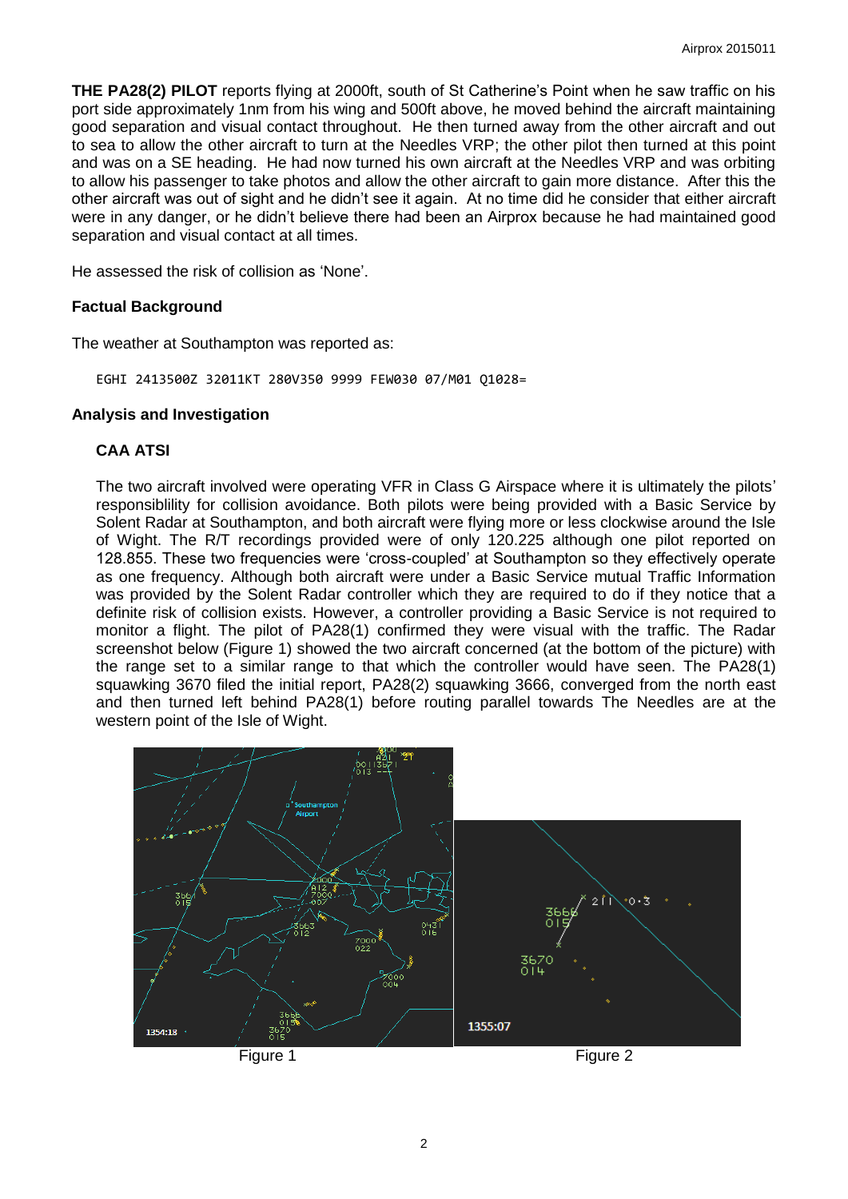**THE PA28(2) PILOT** reports flying at 2000ft, south of St Catherine's Point when he saw traffic on his port side approximately 1nm from his wing and 500ft above, he moved behind the aircraft maintaining good separation and visual contact throughout. He then turned away from the other aircraft and out to sea to allow the other aircraft to turn at the Needles VRP; the other pilot then turned at this point and was on a SE heading. He had now turned his own aircraft at the Needles VRP and was orbiting to allow his passenger to take photos and allow the other aircraft to gain more distance. After this the other aircraft was out of sight and he didn't see it again. At no time did he consider that either aircraft were in any danger, or he didn't believe there had been an Airprox because he had maintained good separation and visual contact at all times.

He assessed the risk of collision as 'None'.

### Factual Background

The weather at Southampton was reported as:

```
EGHI 2413500Z 32011KT 280V350 9999 FEW030 07/M01 Q1028=
```

### Analysis and Investigation

#### CAA ATSI

The two aircraft involved were operating VFR in Class G Airspace where it is ultimately the pilots' responsiblility for collision avoidance. Both pilots were being provided with a Basic Service by Solent Radar at Southampton, and both aircraft were flying more or less clockwise around the Isle of Wight. The R/T recordings provided were of only 120.225 although one pilot reported on 128.855. These two frequencies were 'cross-coupled' at Southampton so they effectively operate as one frequency. Although both aircraft were under a Basic Service mutual Traffic Information was provided by the Solent Radar controller which they are required to do if they notice that a definite risk of collision exists. However, a controller providing a Basic Service is not required to monitor a flight. The pilot of PA28(1) confirmed they were visual with the traffic. The Radar screenshot below (Figure 1) showed the two aircraft concerned (at the bottom of the picture) with the range set to a similar range to that which the controller would have seen. The PA28(1) squawking 3670 filed the initial report, PA28(2) squawking 3666, converged from the north east and then turned left behind PA28(1) before routing parallel towards The Needles are at the western point of the Isle of Wight.

Figure 1

Figure 2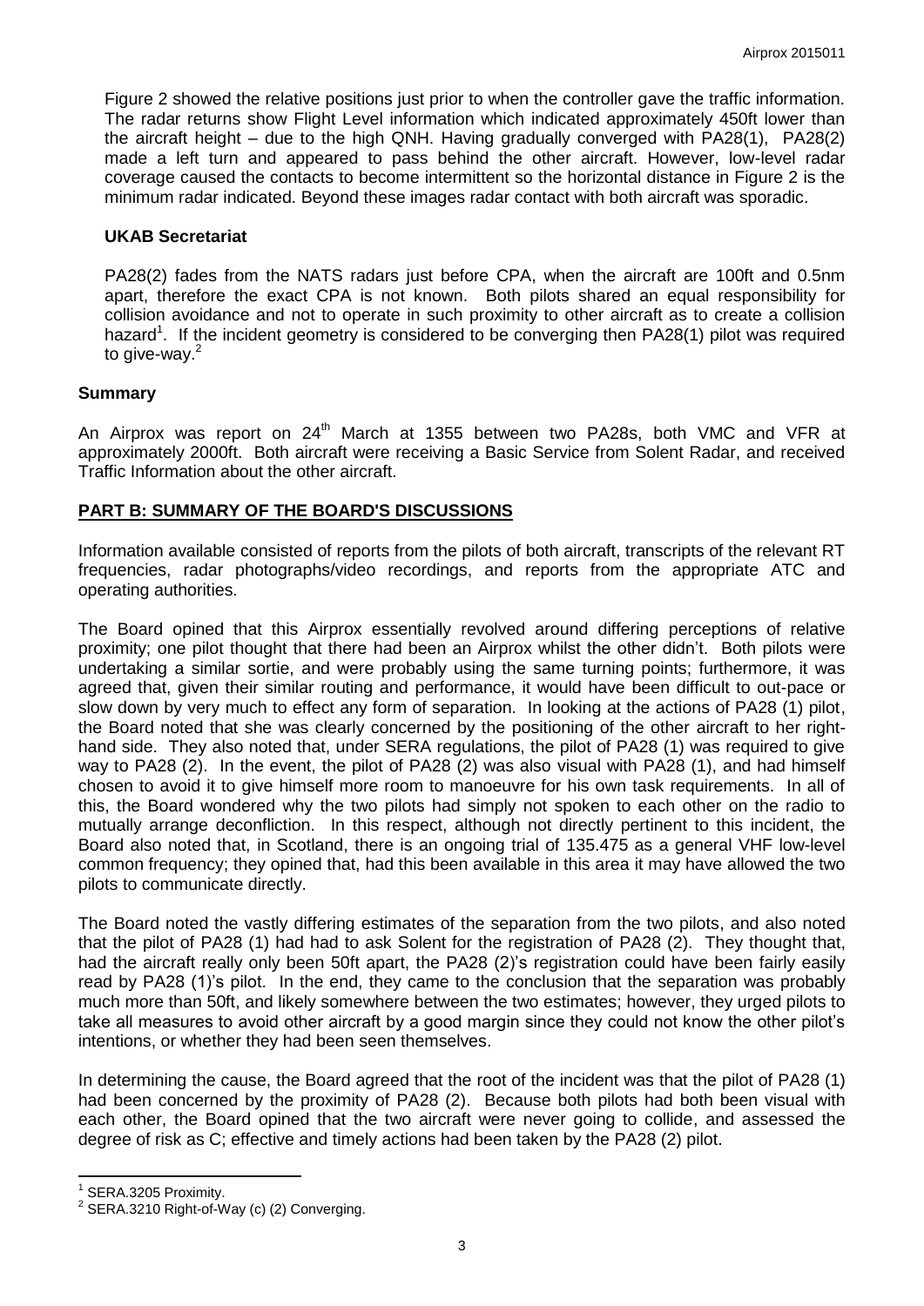Figure 2 showed the relative positions just prior to when the controller gave the traffic information. The radar returns show Flight Level information which indicated approximately 450ft lower than the aircraft height – due to the high QNH. Having gradually converged with PA28(1), PA28(2) made a left turn and appeared to pass behind the other aircraft. However, low-level radar coverage caused the contacts to become intermittent so the horizontal distance in Figure 2 is the minimum radar indicated. Beyond these images radar contact with both aircraft was sporadic.

### UKAB Secretariat

PA28(2) fades from the NATS radars just before CPA, when the aircraft are 100ft and 0.5nm apart, therefore the exact CPA is not known. Both pilots shared an equal responsibility for collision avoidance and not to operate in such proximity to other aircraft as to create a collision hazard[1]. If the incident geometry is considered to be converging then PA28(1) pilot was required to give-way.[2]

## Summary

An Airprox was report on 24th March at 1355 between two PA28s, both VMC and VFR at approximately 2000ft. Both aircraft were receiving a Basic Service from Solent Radar, and received Traffic Information about the other aircraft.

## PART B: SUMMARY OF THE BOARD'S DISCUSSIONS

Information available consisted of reports from the pilots of both aircraft, transcripts of the relevant RT frequencies, radar photographs/video recordings, and reports from the appropriate ATC and operating authorities.

The Board opined that this Airprox essentially revolved around differing perceptions of relative proximity; one pilot thought that there had been an Airprox whilst the other didn't. Both pilots were undertaking a similar sortie, and were probably using the same turning points; furthermore, it was agreed that, given their similar routing and performance, it would have been difficult to out-pace or slow down by very much to effect any form of separation. In looking at the actions of PA28 (1) pilot, the Board noted that she was clearly concerned by the positioning of the other aircraft to her right-hand side. They also noted that, under SERA regulations, the pilot of PA28 (1) was required to give way to PA28 (2). In the event, the pilot of PA28 (2) was also visual with PA28 (1), and had himself chosen to avoid it to give himself more room to manoeuvre for his own task requirements. In all of this, the Board wondered why the two pilots had simply not spoken to each other on the radio to mutually arrange deconfliction. In this respect, although not directly pertinent to this incident, the Board also noted that, in Scotland, there is an ongoing trial of 135.475 as a general VHF low-level common frequency; they opined that, had this been available in this area it may have allowed the two pilots to communicate directly.

The Board noted the vastly differing estimates of the separation from the two pilots, and also noted that the pilot of PA28 (1) had had to ask Solent for the registration of PA28 (2). They thought that, had the aircraft really only been 50ft apart, the PA28 (2)'s registration could have been fairly easily read by PA28 (1)'s pilot. In the end, they came to the conclusion that the separation was probably much more than 50ft, and likely somewhere between the two estimates; however, they urged pilots to take all measures to avoid other aircraft by a good margin since they could not know the other pilot's intentions, or whether they had been seen themselves.

In determining the cause, the Board agreed that the root of the incident was that the pilot of PA28 (1) had been concerned by the proximity of PA28 (2). Because both pilots had both been visual with each other, the Board opined that the two aircraft were never going to collide, and assessed the degree of risk as C; effective and timely actions had been taken by the PA28 (2) pilot.

---

[1] SERA.3205 Proximity.

[2] SERA.3210 Right-of-Way (c) (2) Converging.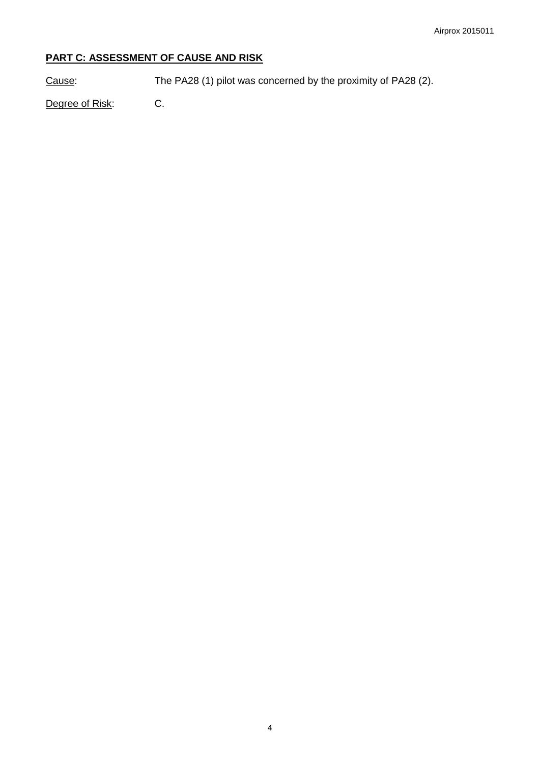**PART C: ASSESSMENT OF CAUSE AND RISK**

Cause: The PA28 (1) pilot was concerned by the proximity of PA28 (2).

Degree of Risk: C.